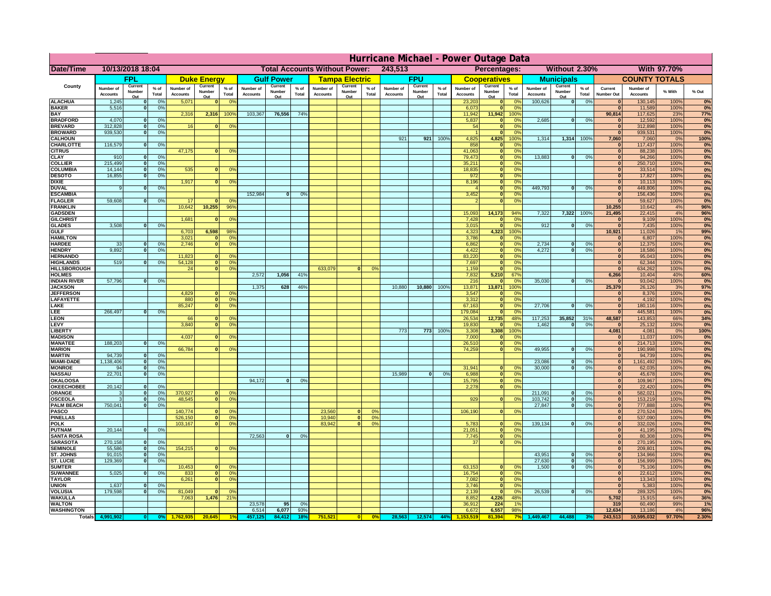# Hurricane Michael - Power Outage Data

| Date/Time | 10/13/2018 18:04 | | | | | | | Total Accounts Without Power: | | | | | 243,513 | | | | Percentages: | | | Without 2.30% | | | | With 97.70% | |
|---|---|---|---|---|---|---|---|---|---|---|---|---|---|---|---|---|---|---|---|---|---|---|---|---|---|
| County | FPL | | | Duke Energy | | | Gulf Power | | | Tampa Electric | | | FPU | | | Cooperatives | | | Municipals | | | COUNTY TOTALS | | | |
| | Number of Accounts | Current Number Out | % of Total | Number of Accounts | Current Number Out | % of Total | Number of Accounts | Current Number Out | % of Total | Number of Accounts | Current Number Out | % of Total | Number of Accounts | Current Number Out | % of Total | Number of Accounts | Current Number Out | % of Total | Number of Accounts | Current Number Out | % of Total | Current Number Out | Number of Accounts | % With | % Out |
| ALACHUA | 1,245 | 0 | 0% | 5,071 | 0 | 0% | | | | | | | | | | 23,203 | 0 | 0% | 100,626 | 0 | 0% | 0 | 130,145 | 100% | 0% |
| BAKER | 5,516 | 0 | 0% | | | | | | | | | | | | | 6,073 | 0 | 0% | | | | 0 | 11,589 | 100% | 0% |
| BAY | | | | 2,316 | 2,316 | 100% | 103,367 | 76,556 | 74% | | | | | | | 11,942 | 11,942 | 100% | | | | 90,814 | 117,625 | 23% | 77% |
| BRADFORD | 4,070 | 0 | 0% | | | | | | | | | | | | | 5,837 | 0 | 0% | 2,685 | 0 | 0% | 0 | 12,592 | 100% | 0% |
| BREVARD | 312,828 | 0 | 0% | 16 | 0 | 0% | | | | | | | | | | 54 | 0 | 0% | | | | 0 | 312,898 | 100% | 0% |
| BROWARD | 939,530 | 0 | 0% | | | | | | | | | | | | | 1 | 0 | 0% | | | | 0 | 939,531 | 100% | 0% |
| CALHOUN | | | | | | | | | | | | | 921 | 921 | 100% | 4,825 | 4,825 | 100% | 1,314 | 1,314 | 100% | 7,060 | 7,060 | 0% | 100% |
| CHARLOTTE | 116,579 | 0 | 0% | | | | | | | | | | | | | 858 | 0 | 0% | | | | 0 | 117,437 | 100% | 0% |
| CITRUS | | | | 47,175 | 0 | 0% | | | | | | | | | | 41,063 | 0 | 0% | | | | 0 | 88,238 | 100% | 0% |
| CLAY | 910 | 0 | 0% | | | | | | | | | | | | | 79,473 | 0 | 0% | 13,883 | 0 | 0% | 0 | 94,266 | 100% | 0% |
| COLLIER | 215,499 | 0 | 0% | | | | | | | | | | | | | 35,211 | 0 | 0% | | | | 0 | 250,710 | 100% | 0% |
| COLUMBIA | 14,144 | 0 | 0% | 535 | 0 | 0% | | | | | | | | | | 18,835 | 0 | 0% | | | | 0 | 33,514 | 100% | 0% |
| DESOTO | 16,855 | 0 | 0% | | | | | | | | | | | | | 972 | 0 | 0% | | | | 0 | 17,827 | 100% | 0% |
| DIXIE | | | | 1,917 | 0 | 0% | | | | | | | | | | 8,196 | 0 | 0% | | | | 0 | 10,113 | 100% | 0% |
| DUVAL | 9 | 0 | 0% | | | | | | | | | | | | | 4 | 0 | 0% | 449,793 | 0 | 0% | 0 | 449,806 | 100% | 0% |
| ESCAMBIA | | | | | | | 152,984 | 0 | 0% | | | | | | | 3,452 | 0 | 0% | | | | 0 | 156,436 | 100% | 0% |
| FLAGLER | 59,608 | 0 | 0% | 17 | 0 | 0% | | | | | | | | | | 2 | 0 | 0% | | | | 0 | 59,627 | 100% | 0% |
| FRANKLIN | | | | 10,642 | 10,255 | 96% | | | | | | | | | | | | | | | | 10,255 | 10,642 | 4% | 96% |
| GADSDEN | | | | | | | | | | | | | | | | 15,093 | 14,173 | 94% | 7,322 | 7,322 | 100% | 21,495 | 22,415 | 4% | 96% |
| GILCHRIST | | | | 1,681 | 0 | 0% | | | | | | | | | | 7,428 | 0 | 0% | | | | 0 | 9,109 | 100% | 0% |
| GLADES | 3,508 | 0 | 0% | | | | | | | | | | | | | 3,015 | 0 | 0% | 912 | 0 | 0% | 0 | 7,435 | 100% | 0% |
| GULF | | | | 6,703 | 6,598 | 98% | | | | | | | | | | 4,323 | 4,323 | 100% | | | | 10,921 | 11,026 | 1% | 99% |
| HAMILTON | | | | 3,021 | 0 | 0% | | | | | | | | | | 3,786 | 0 | 0% | | | | 0 | 6,807 | 100% | 0% |
| HARDEE | 33 | 0 | 0% | 2,746 | 0 | 0% | | | | | | | | | | 6,862 | 0 | 0% | 2,734 | 0 | 0% | 0 | 12,375 | 100% | 0% |
| HENDRY | 9,892 | 0 | 0% | | | | | | | | | | | | | 4,422 | 0 | 0% | 4,272 | 0 | 0% | 0 | 18,586 | 100% | 0% |
| HERNANDO | | | | 11,823 | 0 | 0% | | | | | | | | | | 83,220 | 0 | 0% | | | | 0 | 95,043 | 100% | 0% |
| HIGHLANDS | 519 | 0 | 0% | 54,128 | 0 | 0% | | | | | | | | | | 7,697 | 0 | 0% | | | | 0 | 62,344 | 100% | 0% |
| HILLSBOROUGH | | | | 24 | 0 | 0% | | | | 633,079 | 0 | 0% | | | | 1,159 | 0 | 0% | | | | 0 | 634,262 | 100% | 0% |
| HOLMES | | | | | | | 2,572 | 1,056 | 41% | | | | | | | 7,832 | 5,210 | 67% | | | | 6,266 | 10,404 | 40% | 60% |
| INDIAN RIVER | 57,796 | 0 | 0% | | | | | | | | | | | | | 216 | 0 | 0% | 35,030 | 0 | 0% | 0 | 93,042 | 100% | 0% |
| JACKSON | | | | | | | 1,375 | 628 | 46% | | | | 10,880 | 10,880 | 100% | 13,871 | 13,871 | 100% | | | | 25,379 | 26,126 | 3% | 97% |
| JEFFERSON | | | | 4,829 | 0 | 0% | | | | | | | | | | 3,547 | 0 | 0% | | | | 0 | 8,376 | 100% | 0% |
| LAFAYETTE | | | | 880 | 0 | 0% | | | | | | | | | | 3,312 | 0 | 0% | | | | 0 | 4,192 | 100% | 0% |
| LAKE | | | | 85,247 | 0 | 0% | | | | | | | | | | 67,163 | 0 | 0% | 27,706 | 0 | 0% | 0 | 180,116 | 100% | 0% |
| LEE | 266,497 | 0 | 0% | | | | | | | | | | | | | 179,084 | 0 | 0% | | | | 0 | 445,581 | 100% | 0% |
| LEON | | | | 66 | 0 | 0% | | | | | | | | | | 26,534 | 12,735 | 48% | 117,253 | 35,852 | 31% | 48,587 | 143,853 | 66% | 34% |
| LEVY | | | | 3,840 | 0 | 0% | | | | | | | | | | 19,830 | 0 | 0% | 1,462 | 0 | 0% | 0 | 25,132 | 100% | 0% |
| LIBERTY | | | | | | | | | | | | | 773 | 773 | 100% | 3,308 | 3,308 | 100% | | | | 4,081 | 4,081 | 0% | 100% |
| MADISON | | | | 4,037 | 0 | 0% | | | | | | | | | | 7,000 | 0 | 0% | | | | 0 | 11,037 | 100% | 0% |
| MANATEE | 188,203 | 0 | 0% | | | | | | | | | | | | | 26,510 | 0 | 0% | | | | 0 | 214,713 | 100% | 0% |
| MARION | | | | 66,784 | 0 | 0% | | | | | | | | | | 74,259 | 0 | 0% | 49,955 | 0 | 0% | 0 | 190,998 | 100% | 0% |
| MARTIN | 94,739 | 0 | 0% | | | | | | | | | | | | | | | | | | | 0 | 94,739 | 100% | 0% |
| MIAMI-DADE | 1,138,406 | 0 | 0% | | | | | | | | | | | | | | | | 23,086 | 0 | 0% | 0 | 1,161,492 | 100% | 0% |
| MONROE | 94 | 0 | 0% | | | | | | | | | | | | | 31,941 | 0 | 0% | 30,000 | 0 | 0% | 0 | 62,035 | 100% | 0% |
| NASSAU | 22,701 | 0 | 0% | | | | | | | | | | 15,989 | 0 | 0% | 6,988 | 0 | 0% | | | | 0 | 45,678 | 100% | 0% |
| OKALOOSA | | | | | | | 94,172 | 0 | 0% | | | | | | | 15,795 | 0 | 0% | | | | 0 | 109,967 | 100% | 0% |
| OKEECHOBEE | 20,142 | 0 | 0% | | | | | | | | | | | | | 2,278 | 0 | 0% | | | | 0 | 22,420 | 100% | 0% |
| ORANGE | 3 | 0 | 0% | 370,927 | 0 | 0% | | | | | | | | | | | | | 211,091 | 0 | 0% | 0 | 582,021 | 100% | 0% |
| OSCEOLA | 3 | 0 | 0% | 48,545 | 0 | 0% | | | | | | | | | | 929 | 0 | 0% | 103,742 | 0 | 0% | 0 | 153,219 | 100% | 0% |
| PALM BEACH | 750,041 | 0 | 0% | | | | | | | | | | | | | | | | 27,847 | 0 | 0% | 0 | 777,888 | 100% | 0% |
| PASCO | | | | 140,774 | 0 | 0% | | | | 23,560 | 0 | 0% | | | | 106,190 | 0 | 0% | | | | 0 | 270,524 | 100% | 0% |
| PINELLAS | | | | 526,150 | 0 | 0% | | | | 10,940 | 0 | 0% | | | | | | | | | | 0 | 537,090 | 100% | 0% |
| POLK | | | | 103,167 | 0 | 0% | | | | 83,942 | 0 | 0% | | | | 5,783 | 0 | 0% | 139,134 | 0 | 0% | 0 | 332,026 | 100% | 0% |
| PUTNAM | 20,144 | 0 | 0% | | | | | | | | | | | | | 21,051 | 0 | 0% | | | | 0 | 41,195 | 100% | 0% |
| SANTA ROSA | | | | | | | 72,563 | 0 | 0% | | | | | | | 7,745 | 0 | 0% | | | | 0 | 80,308 | 100% | 0% |
| SARASOTA | 270,158 | 0 | 0% | | | | | | | | | | | | | 37 | 0 | 0% | | | | 0 | 270,195 | 100% | 0% |
| SEMINOLE | 55,586 | 0 | 0% | 154,215 | 0 | 0% | | | | | | | | | | | | | | | | 0 | 209,801 | 100% | 0% |
| ST. JOHNS | 91,015 | 0 | 0% | | | | | | | | | | | | | | | | 43,951 | 0 | 0% | 0 | 134,966 | 100% | 0% |
| ST. LUCIE | 129,369 | 0 | 0% | | | | | | | | | | | | | | | | 27,630 | 0 | 0% | 0 | 156,999 | 100% | 0% |
| SUMTER | | | | 10,453 | 0 | 0% | | | | | | | | | | 63,153 | 0 | 0% | 1,500 | 0 | 0% | 0 | 75,106 | 100% | 0% |
| SUWANNEE | 5,025 | 0 | 0% | 833 | 0 | 0% | | | | | | | | | | 16,754 | 0 | 0% | | | | 0 | 22,612 | 100% | 0% |
| TAYLOR | | | | 6,261 | 0 | 0% | | | | | | | | | | 7,082 | 0 | 0% | | | | 0 | 13,343 | 100% | 0% |
| UNION | 1,637 | 0 | 0% | | | | | | | | | | | | | 3,746 | 0 | 0% | | | | 0 | 5,383 | 100% | 0% |
| VOLUSIA | 179,598 | 0 | 0% | 81,049 | 0 | 0% | | | | | | | | | | 2,139 | 0 | 0% | 26,539 | 0 | 0% | 0 | 289,325 | 100% | 0% |
| WAKULLA | | | | 7,063 | 1,476 | 21% | | | | | | | | | | 8,852 | 4,226 | 48% | | | | 5,702 | 15,915 | 64% | 36% |
| WALTON | | | | | | | 23,578 | 95 | 0% | | | | | | | 36,912 | 224 | 1% | | | | 319 | 60,490 | 99% | 1% |
| WASHINGTON | | | | | | | 6,514 | 6,077 | 93% | | | | | | | 6,672 | 6,557 | 98% | | | | 12,634 | 13,186 | 4% | 96% |
| Totals | 4,991,902 | 0 | 0% | 1,762,935 | 20,645 | 1% | 457,125 | 84,412 | 18% | 751,521 | 0 | 0% | 28,563 | 12,574 | 44% | 1,153,519 | 81,394 | 7% | 1,449,467 | 44,488 | 3% | 243,513 | 10,595,032 | 97.70% | 2.30% |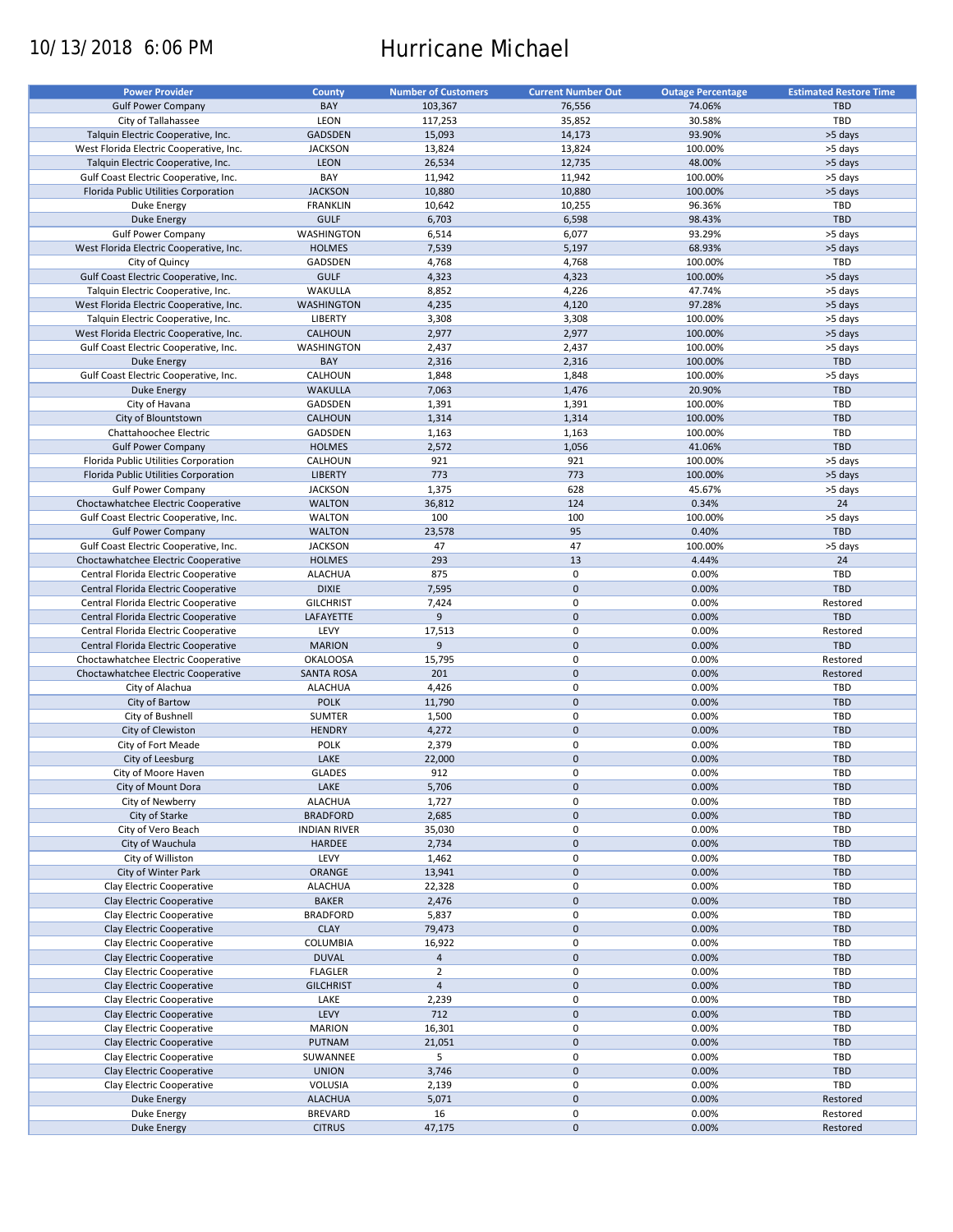10/13/2018 6:06 PM

# Hurricane Michael

| Power Provider | County | Number of Customers | Current Number Out | Outage Percentage | Estimated Restore Time |
|---|---|---|---|---|---|
| Gulf Power Company | BAY | 103,367 | 76,556 | 74.06% | TBD |
| City of Tallahassee | LEON | 117,253 | 35,852 | 30.58% | TBD |
| Talquin Electric Cooperative, Inc. | GADSDEN | 15,093 | 14,173 | 93.90% | >5 days |
| West Florida Electric Cooperative, Inc. | JACKSON | 13,824 | 13,824 | 100.00% | >5 days |
| Talquin Electric Cooperative, Inc. | LEON | 26,534 | 12,735 | 48.00% | >5 days |
| Gulf Coast Electric Cooperative, Inc. | BAY | 11,942 | 11,942 | 100.00% | >5 days |
| Florida Public Utilities Corporation | JACKSON | 10,880 | 10,880 | 100.00% | >5 days |
| Duke Energy | FRANKLIN | 10,642 | 10,255 | 96.36% | TBD |
| Duke Energy | GULF | 6,703 | 6,598 | 98.43% | TBD |
| Gulf Power Company | WASHINGTON | 6,514 | 6,077 | 93.29% | >5 days |
| West Florida Electric Cooperative, Inc. | HOLMES | 7,539 | 5,197 | 68.93% | >5 days |
| City of Quincy | GADSDEN | 4,768 | 4,768 | 100.00% | TBD |
| Gulf Coast Electric Cooperative, Inc. | GULF | 4,323 | 4,323 | 100.00% | >5 days |
| Talquin Electric Cooperative, Inc. | WAKULLA | 8,852 | 4,226 | 47.74% | >5 days |
| West Florida Electric Cooperative, Inc. | WASHINGTON | 4,235 | 4,120 | 97.28% | >5 days |
| Talquin Electric Cooperative, Inc. | LIBERTY | 3,308 | 3,308 | 100.00% | >5 days |
| West Florida Electric Cooperative, Inc. | CALHOUN | 2,977 | 2,977 | 100.00% | >5 days |
| Gulf Coast Electric Cooperative, Inc. | WASHINGTON | 2,437 | 2,437 | 100.00% | >5 days |
| Duke Energy | BAY | 2,316 | 2,316 | 100.00% | TBD |
| Gulf Coast Electric Cooperative, Inc. | CALHOUN | 1,848 | 1,848 | 100.00% | >5 days |
| Duke Energy | WAKULLA | 7,063 | 1,476 | 20.90% | TBD |
| City of Havana | GADSDEN | 1,391 | 1,391 | 100.00% | TBD |
| City of Blountstown | CALHOUN | 1,314 | 1,314 | 100.00% | TBD |
| Chattahoochee Electric | GADSDEN | 1,163 | 1,163 | 100.00% | TBD |
| Gulf Power Company | HOLMES | 2,572 | 1,056 | 41.06% | TBD |
| Florida Public Utilities Corporation | CALHOUN | 921 | 921 | 100.00% | >5 days |
| Florida Public Utilities Corporation | LIBERTY | 773 | 773 | 100.00% | >5 days |
| Gulf Power Company | JACKSON | 1,375 | 628 | 45.67% | >5 days |
| Choctawhatchee Electric Cooperative | WALTON | 36,812 | 124 | 0.34% | 24 |
| Gulf Coast Electric Cooperative, Inc. | WALTON | 100 | 100 | 100.00% | >5 days |
| Gulf Power Company | WALTON | 23,578 | 95 | 0.40% | TBD |
| Gulf Coast Electric Cooperative, Inc. | JACKSON | 47 | 47 | 100.00% | >5 days |
| Choctawhatchee Electric Cooperative | HOLMES | 293 | 13 | 4.44% | 24 |
| Central Florida Electric Cooperative | ALACHUA | 875 | 0 | 0.00% | TBD |
| Central Florida Electric Cooperative | DIXIE | 7,595 | 0 | 0.00% | TBD |
| Central Florida Electric Cooperative | GILCHRIST | 7,424 | 0 | 0.00% | Restored |
| Central Florida Electric Cooperative | LAFAYETTE | 9 | 0 | 0.00% | TBD |
| Central Florida Electric Cooperative | LEVY | 17,513 | 0 | 0.00% | Restored |
| Central Florida Electric Cooperative | MARION | 9 | 0 | 0.00% | TBD |
| Choctawhatchee Electric Cooperative | OKALOOSA | 15,795 | 0 | 0.00% | Restored |
| Choctawhatchee Electric Cooperative | SANTA ROSA | 201 | 0 | 0.00% | Restored |
| City of Alachua | ALACHUA | 4,426 | 0 | 0.00% | TBD |
| City of Bartow | POLK | 11,790 | 0 | 0.00% | TBD |
| City of Bushnell | SUMTER | 1,500 | 0 | 0.00% | TBD |
| City of Clewiston | HENDRY | 4,272 | 0 | 0.00% | TBD |
| City of Fort Meade | POLK | 2,379 | 0 | 0.00% | TBD |
| City of Leesburg | LAKE | 22,000 | 0 | 0.00% | TBD |
| City of Moore Haven | GLADES | 912 | 0 | 0.00% | TBD |
| City of Mount Dora | LAKE | 5,706 | 0 | 0.00% | TBD |
| City of Newberry | ALACHUA | 1,727 | 0 | 0.00% | TBD |
| City of Starke | BRADFORD | 2,685 | 0 | 0.00% | TBD |
| City of Vero Beach | INDIAN RIVER | 35,030 | 0 | 0.00% | TBD |
| City of Wauchula | HARDEE | 2,734 | 0 | 0.00% | TBD |
| City of Williston | LEVY | 1,462 | 0 | 0.00% | TBD |
| City of Winter Park | ORANGE | 13,941 | 0 | 0.00% | TBD |
| Clay Electric Cooperative | ALACHUA | 22,328 | 0 | 0.00% | TBD |
| Clay Electric Cooperative | BAKER | 2,476 | 0 | 0.00% | TBD |
| Clay Electric Cooperative | BRADFORD | 5,837 | 0 | 0.00% | TBD |
| Clay Electric Cooperative | CLAY | 79,473 | 0 | 0.00% | TBD |
| Clay Electric Cooperative | COLUMBIA | 16,922 | 0 | 0.00% | TBD |
| Clay Electric Cooperative | DUVAL | 4 | 0 | 0.00% | TBD |
| Clay Electric Cooperative | FLAGLER | 2 | 0 | 0.00% | TBD |
| Clay Electric Cooperative | GILCHRIST | 4 | 0 | 0.00% | TBD |
| Clay Electric Cooperative | LAKE | 2,239 | 0 | 0.00% | TBD |
| Clay Electric Cooperative | LEVY | 712 | 0 | 0.00% | TBD |
| Clay Electric Cooperative | MARION | 16,301 | 0 | 0.00% | TBD |
| Clay Electric Cooperative | PUTNAM | 21,051 | 0 | 0.00% | TBD |
| Clay Electric Cooperative | SUWANNEE | 5 | 0 | 0.00% | TBD |
| Clay Electric Cooperative | UNION | 3,746 | 0 | 0.00% | TBD |
| Clay Electric Cooperative | VOLUSIA | 2,139 | 0 | 0.00% | TBD |
| Duke Energy | ALACHUA | 5,071 | 0 | 0.00% | Restored |
| Duke Energy | BREVARD | 16 | 0 | 0.00% | Restored |
| Duke Energy | CITRUS | 47,175 | 0 | 0.00% | Restored |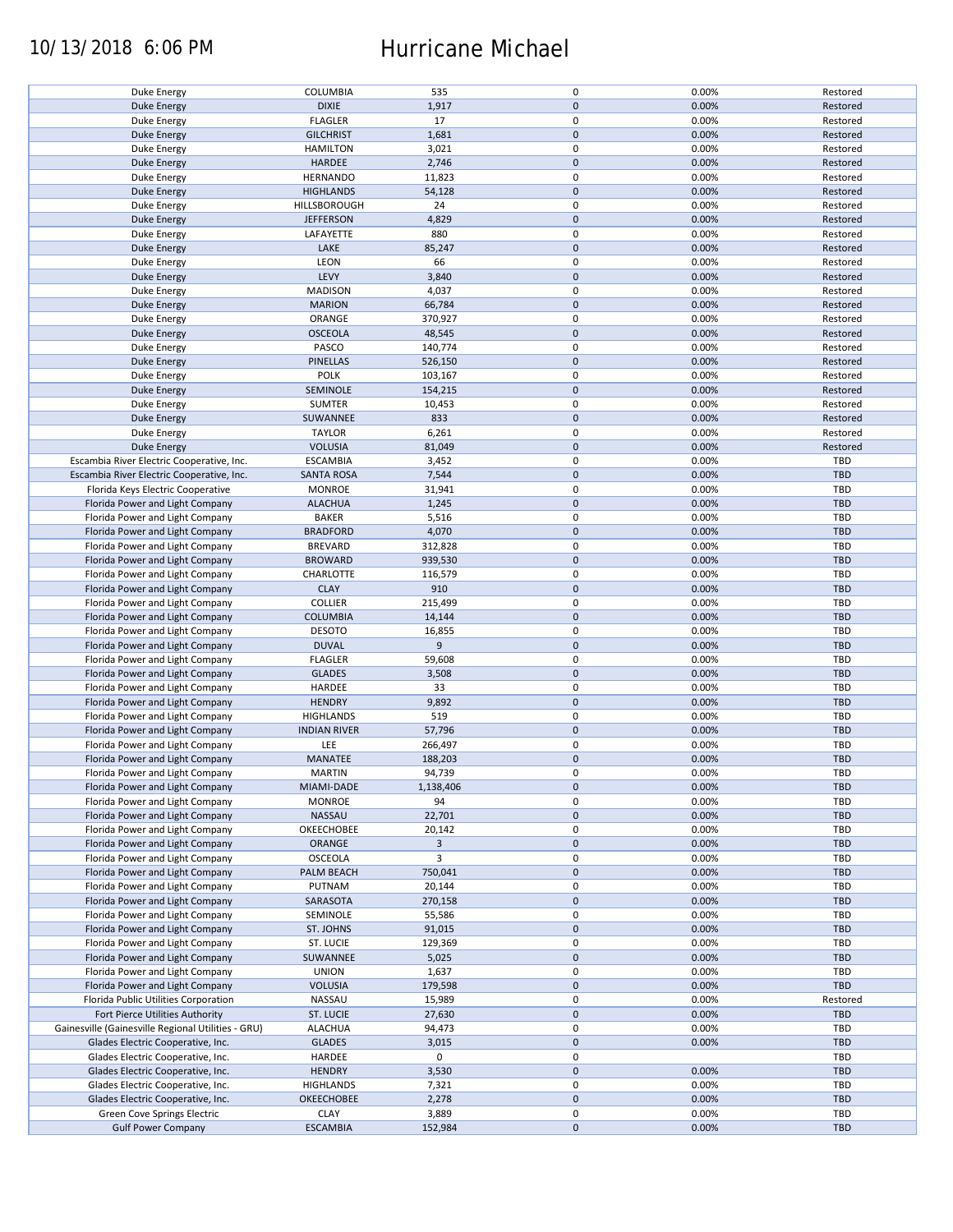# Hurricane Michael

10/13/2018 6:06 PM

| | | | | | |
|---|---|---|---|---|---|
| Duke Energy | COLUMBIA | 535 | 0 | 0.00% | Restored |
| Duke Energy | DIXIE | 1,917 | 0 | 0.00% | Restored |
| Duke Energy | FLAGLER | 17 | 0 | 0.00% | Restored |
| Duke Energy | GILCHRIST | 1,681 | 0 | 0.00% | Restored |
| Duke Energy | HAMILTON | 3,021 | 0 | 0.00% | Restored |
| Duke Energy | HARDEE | 2,746 | 0 | 0.00% | Restored |
| Duke Energy | HERNANDO | 11,823 | 0 | 0.00% | Restored |
| Duke Energy | HIGHLANDS | 54,128 | 0 | 0.00% | Restored |
| Duke Energy | HILLSBOROUGH | 24 | 0 | 0.00% | Restored |
| Duke Energy | JEFFERSON | 4,829 | 0 | 0.00% | Restored |
| Duke Energy | LAFAYETTE | 880 | 0 | 0.00% | Restored |
| Duke Energy | LAKE | 85,247 | 0 | 0.00% | Restored |
| Duke Energy | LEON | 66 | 0 | 0.00% | Restored |
| Duke Energy | LEVY | 3,840 | 0 | 0.00% | Restored |
| Duke Energy | MADISON | 4,037 | 0 | 0.00% | Restored |
| Duke Energy | MARION | 66,784 | 0 | 0.00% | Restored |
| Duke Energy | ORANGE | 370,927 | 0 | 0.00% | Restored |
| Duke Energy | OSCEOLA | 48,545 | 0 | 0.00% | Restored |
| Duke Energy | PASCO | 140,774 | 0 | 0.00% | Restored |
| Duke Energy | PINELLAS | 526,150 | 0 | 0.00% | Restored |
| Duke Energy | POLK | 103,167 | 0 | 0.00% | Restored |
| Duke Energy | SEMINOLE | 154,215 | 0 | 0.00% | Restored |
| Duke Energy | SUMTER | 10,453 | 0 | 0.00% | Restored |
| Duke Energy | SUWANNEE | 833 | 0 | 0.00% | Restored |
| Duke Energy | TAYLOR | 6,261 | 0 | 0.00% | Restored |
| Duke Energy | VOLUSIA | 81,049 | 0 | 0.00% | Restored |
| Escambia River Electric Cooperative, Inc. | ESCAMBIA | 3,452 | 0 | 0.00% | TBD |
| Escambia River Electric Cooperative, Inc. | SANTA ROSA | 7,544 | 0 | 0.00% | TBD |
| Florida Keys Electric Cooperative | MONROE | 31,941 | 0 | 0.00% | TBD |
| Florida Power and Light Company | ALACHUA | 1,245 | 0 | 0.00% | TBD |
| Florida Power and Light Company | BAKER | 5,516 | 0 | 0.00% | TBD |
| Florida Power and Light Company | BRADFORD | 4,070 | 0 | 0.00% | TBD |
| Florida Power and Light Company | BREVARD | 312,828 | 0 | 0.00% | TBD |
| Florida Power and Light Company | BROWARD | 939,530 | 0 | 0.00% | TBD |
| Florida Power and Light Company | CHARLOTTE | 116,579 | 0 | 0.00% | TBD |
| Florida Power and Light Company | CLAY | 910 | 0 | 0.00% | TBD |
| Florida Power and Light Company | COLLIER | 215,499 | 0 | 0.00% | TBD |
| Florida Power and Light Company | COLUMBIA | 14,144 | 0 | 0.00% | TBD |
| Florida Power and Light Company | DESOTO | 16,855 | 0 | 0.00% | TBD |
| Florida Power and Light Company | DUVAL | 9 | 0 | 0.00% | TBD |
| Florida Power and Light Company | FLAGLER | 59,608 | 0 | 0.00% | TBD |
| Florida Power and Light Company | GLADES | 3,508 | 0 | 0.00% | TBD |
| Florida Power and Light Company | HARDEE | 33 | 0 | 0.00% | TBD |
| Florida Power and Light Company | HENDRY | 9,892 | 0 | 0.00% | TBD |
| Florida Power and Light Company | HIGHLANDS | 519 | 0 | 0.00% | TBD |
| Florida Power and Light Company | INDIAN RIVER | 57,796 | 0 | 0.00% | TBD |
| Florida Power and Light Company | LEE | 266,497 | 0 | 0.00% | TBD |
| Florida Power and Light Company | MANATEE | 188,203 | 0 | 0.00% | TBD |
| Florida Power and Light Company | MARTIN | 94,739 | 0 | 0.00% | TBD |
| Florida Power and Light Company | MIAMI-DADE | 1,138,406 | 0 | 0.00% | TBD |
| Florida Power and Light Company | MONROE | 94 | 0 | 0.00% | TBD |
| Florida Power and Light Company | NASSAU | 22,701 | 0 | 0.00% | TBD |
| Florida Power and Light Company | OKEECHOBEE | 20,142 | 0 | 0.00% | TBD |
| Florida Power and Light Company | ORANGE | 3 | 0 | 0.00% | TBD |
| Florida Power and Light Company | OSCEOLA | 3 | 0 | 0.00% | TBD |
| Florida Power and Light Company | PALM BEACH | 750,041 | 0 | 0.00% | TBD |
| Florida Power and Light Company | PUTNAM | 20,144 | 0 | 0.00% | TBD |
| Florida Power and Light Company | SARASOTA | 270,158 | 0 | 0.00% | TBD |
| Florida Power and Light Company | SEMINOLE | 55,586 | 0 | 0.00% | TBD |
| Florida Power and Light Company | ST. JOHNS | 91,015 | 0 | 0.00% | TBD |
| Florida Power and Light Company | ST. LUCIE | 129,369 | 0 | 0.00% | TBD |
| Florida Power and Light Company | SUWANNEE | 5,025 | 0 | 0.00% | TBD |
| Florida Power and Light Company | UNION | 1,637 | 0 | 0.00% | TBD |
| Florida Power and Light Company | VOLUSIA | 179,598 | 0 | 0.00% | TBD |
| Florida Public Utilities Corporation | NASSAU | 15,989 | 0 | 0.00% | Restored |
| Fort Pierce Utilities Authority | ST. LUCIE | 27,630 | 0 | 0.00% | TBD |
| Gainesville (Gainesville Regional Utilities - GRU) | ALACHUA | 94,473 | 0 | 0.00% | TBD |
| Glades Electric Cooperative, Inc. | GLADES | 3,015 | 0 | 0.00% | TBD |
| Glades Electric Cooperative, Inc. | HARDEE | 0 | 0 | | TBD |
| Glades Electric Cooperative, Inc. | HENDRY | 3,530 | 0 | 0.00% | TBD |
| Glades Electric Cooperative, Inc. | HIGHLANDS | 7,321 | 0 | 0.00% | TBD |
| Glades Electric Cooperative, Inc. | OKEECHOBEE | 2,278 | 0 | 0.00% | TBD |
| Green Cove Springs Electric | CLAY | 3,889 | 0 | 0.00% | TBD |
| Gulf Power Company | ESCAMBIA | 152,984 | 0 | 0.00% | TBD |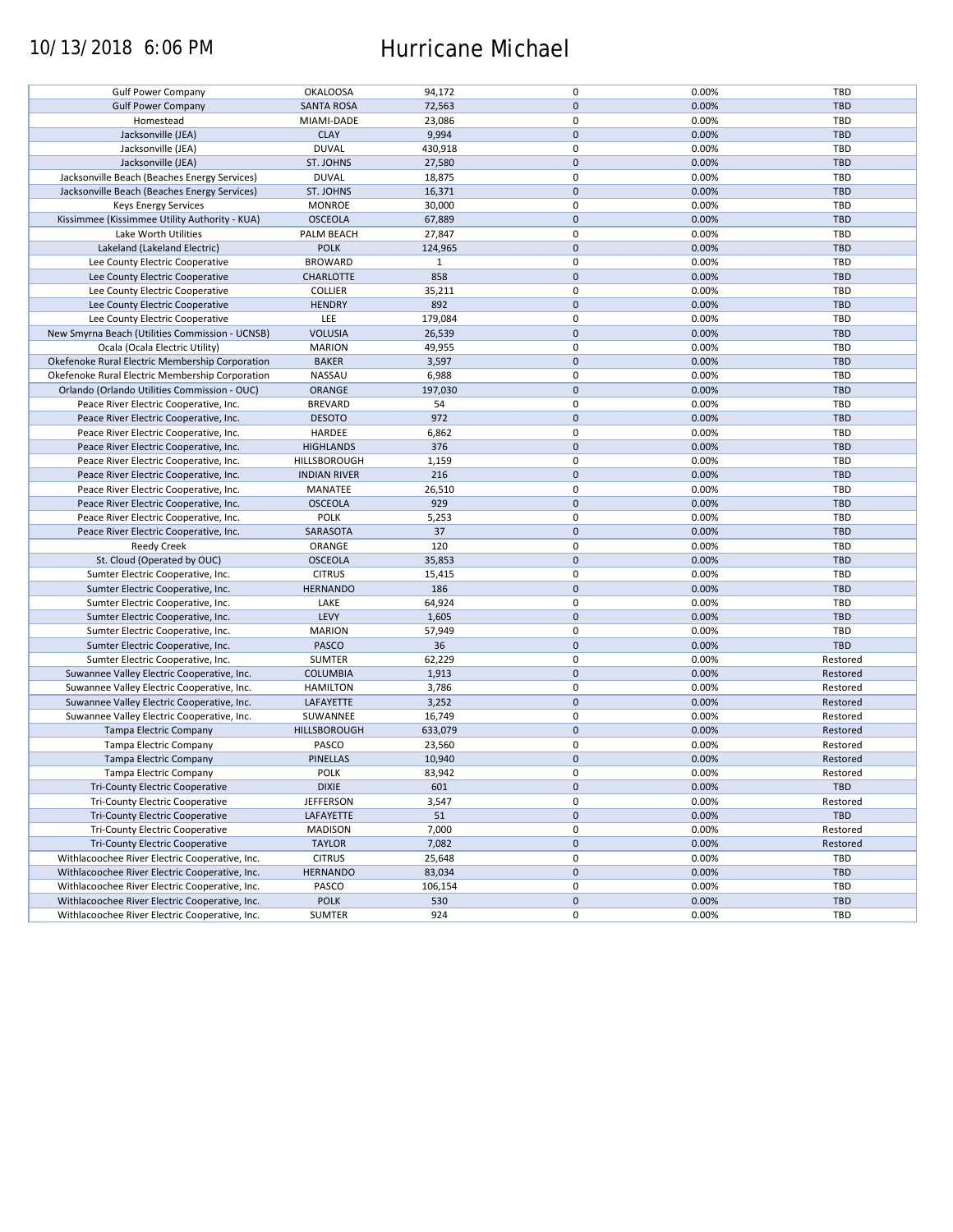| | | | | | |
|---|---|---|---|---|---|
| Gulf Power Company | OKALOOSA | 94,172 | 0 | 0.00% | TBD |
| Gulf Power Company | SANTA ROSA | 72,563 | 0 | 0.00% | TBD |
| Homestead | MIAMI-DADE | 23,086 | 0 | 0.00% | TBD |
| Jacksonville (JEA) | CLAY | 9,994 | 0 | 0.00% | TBD |
| Jacksonville (JEA) | DUVAL | 430,918 | 0 | 0.00% | TBD |
| Jacksonville (JEA) | ST. JOHNS | 27,580 | 0 | 0.00% | TBD |
| Jacksonville Beach (Beaches Energy Services) | DUVAL | 18,875 | 0 | 0.00% | TBD |
| Jacksonville Beach (Beaches Energy Services) | ST. JOHNS | 16,371 | 0 | 0.00% | TBD |
| Keys Energy Services | MONROE | 30,000 | 0 | 0.00% | TBD |
| Kissimmee (Kissimmee Utility Authority - KUA) | OSCEOLA | 67,889 | 0 | 0.00% | TBD |
| Lake Worth Utilities | PALM BEACH | 27,847 | 0 | 0.00% | TBD |
| Lakeland (Lakeland Electric) | POLK | 124,965 | 0 | 0.00% | TBD |
| Lee County Electric Cooperative | BROWARD | 1 | 0 | 0.00% | TBD |
| Lee County Electric Cooperative | CHARLOTTE | 858 | 0 | 0.00% | TBD |
| Lee County Electric Cooperative | COLLIER | 35,211 | 0 | 0.00% | TBD |
| Lee County Electric Cooperative | HENDRY | 892 | 0 | 0.00% | TBD |
| Lee County Electric Cooperative | LEE | 179,084 | 0 | 0.00% | TBD |
| New Smyrna Beach (Utilities Commission - UCNSB) | VOLUSIA | 26,539 | 0 | 0.00% | TBD |
| Ocala (Ocala Electric Utility) | MARION | 49,955 | 0 | 0.00% | TBD |
| Okefenoke Rural Electric Membership Corporation | BAKER | 3,597 | 0 | 0.00% | TBD |
| Okefenoke Rural Electric Membership Corporation | NASSAU | 6,988 | 0 | 0.00% | TBD |
| Orlando (Orlando Utilities Commission - OUC) | ORANGE | 197,030 | 0 | 0.00% | TBD |
| Peace River Electric Cooperative, Inc. | BREVARD | 54 | 0 | 0.00% | TBD |
| Peace River Electric Cooperative, Inc. | DESOTO | 972 | 0 | 0.00% | TBD |
| Peace River Electric Cooperative, Inc. | HARDEE | 6,862 | 0 | 0.00% | TBD |
| Peace River Electric Cooperative, Inc. | HIGHLANDS | 376 | 0 | 0.00% | TBD |
| Peace River Electric Cooperative, Inc. | HILLSBOROUGH | 1,159 | 0 | 0.00% | TBD |
| Peace River Electric Cooperative, Inc. | INDIAN RIVER | 216 | 0 | 0.00% | TBD |
| Peace River Electric Cooperative, Inc. | MANATEE | 26,510 | 0 | 0.00% | TBD |
| Peace River Electric Cooperative, Inc. | OSCEOLA | 929 | 0 | 0.00% | TBD |
| Peace River Electric Cooperative, Inc. | POLK | 5,253 | 0 | 0.00% | TBD |
| Peace River Electric Cooperative, Inc. | SARASOTA | 37 | 0 | 0.00% | TBD |
| Reedy Creek | ORANGE | 120 | 0 | 0.00% | TBD |
| St. Cloud (Operated by OUC) | OSCEOLA | 35,853 | 0 | 0.00% | TBD |
| Sumter Electric Cooperative, Inc. | CITRUS | 15,415 | 0 | 0.00% | TBD |
| Sumter Electric Cooperative, Inc. | HERNANDO | 186 | 0 | 0.00% | TBD |
| Sumter Electric Cooperative, Inc. | LAKE | 64,924 | 0 | 0.00% | TBD |
| Sumter Electric Cooperative, Inc. | LEVY | 1,605 | 0 | 0.00% | TBD |
| Sumter Electric Cooperative, Inc. | MARION | 57,949 | 0 | 0.00% | TBD |
| Sumter Electric Cooperative, Inc. | PASCO | 36 | 0 | 0.00% | TBD |
| Sumter Electric Cooperative, Inc. | SUMTER | 62,229 | 0 | 0.00% | Restored |
| Suwannee Valley Electric Cooperative, Inc. | COLUMBIA | 1,913 | 0 | 0.00% | Restored |
| Suwannee Valley Electric Cooperative, Inc. | HAMILTON | 3,786 | 0 | 0.00% | Restored |
| Suwannee Valley Electric Cooperative, Inc. | LAFAYETTE | 3,252 | 0 | 0.00% | Restored |
| Suwannee Valley Electric Cooperative, Inc. | SUWANNEE | 16,749 | 0 | 0.00% | Restored |
| Tampa Electric Company | HILLSBOROUGH | 633,079 | 0 | 0.00% | Restored |
| Tampa Electric Company | PASCO | 23,560 | 0 | 0.00% | Restored |
| Tampa Electric Company | PINELLAS | 10,940 | 0 | 0.00% | Restored |
| Tampa Electric Company | POLK | 83,942 | 0 | 0.00% | Restored |
| Tri-County Electric Cooperative | DIXIE | 601 | 0 | 0.00% | TBD |
| Tri-County Electric Cooperative | JEFFERSON | 3,547 | 0 | 0.00% | Restored |
| Tri-County Electric Cooperative | LAFAYETTE | 51 | 0 | 0.00% | TBD |
| Tri-County Electric Cooperative | MADISON | 7,000 | 0 | 0.00% | Restored |
| Tri-County Electric Cooperative | TAYLOR | 7,082 | 0 | 0.00% | Restored |
| Withlacoochee River Electric Cooperative, Inc. | CITRUS | 25,648 | 0 | 0.00% | TBD |
| Withlacoochee River Electric Cooperative, Inc. | HERNANDO | 83,034 | 0 | 0.00% | TBD |
| Withlacoochee River Electric Cooperative, Inc. | PASCO | 106,154 | 0 | 0.00% | TBD |
| Withlacoochee River Electric Cooperative, Inc. | POLK | 530 | 0 | 0.00% | TBD |
| Withlacoochee River Electric Cooperative, Inc. | SUMTER | 924 | 0 | 0.00% | TBD |